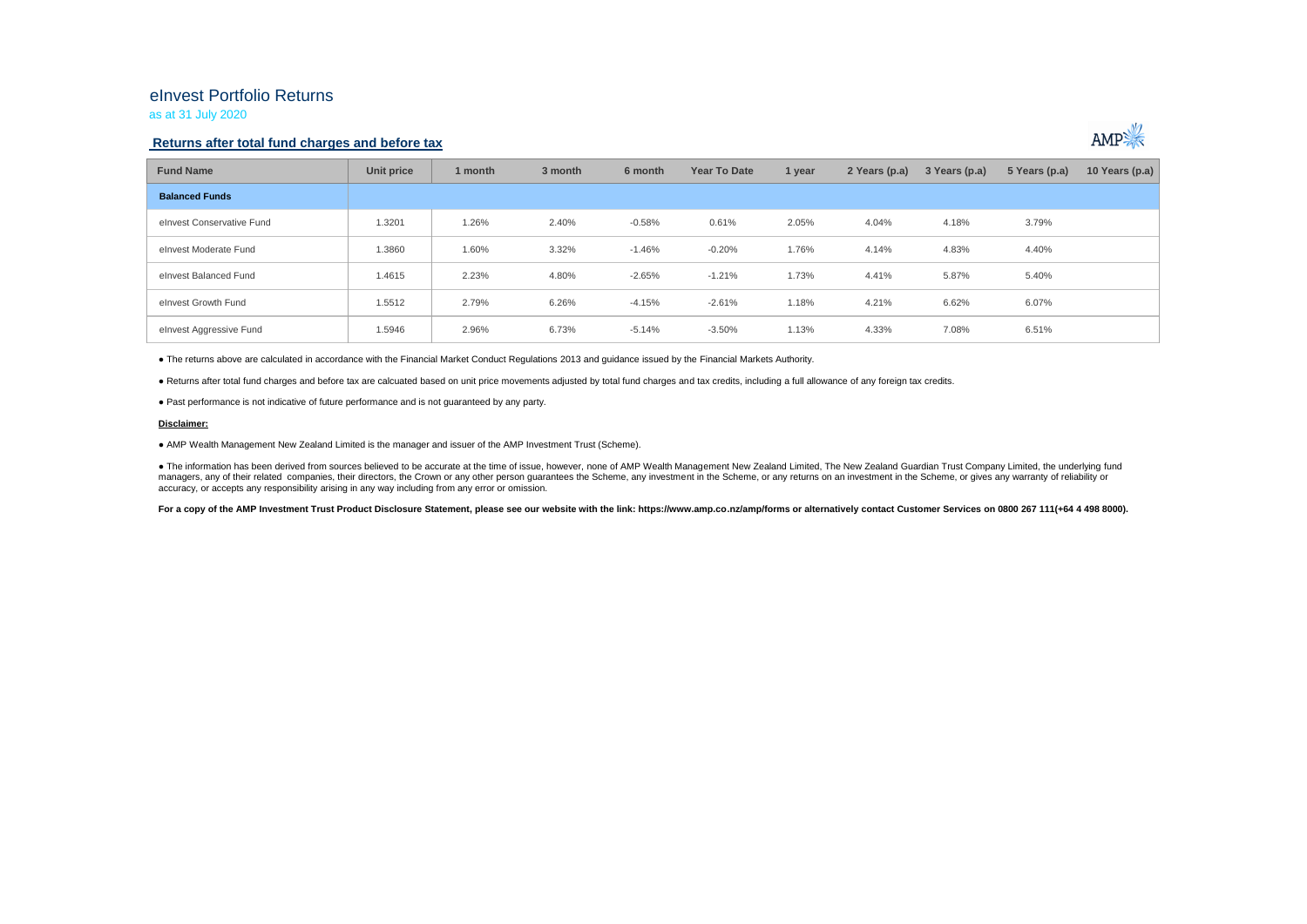# eInvest Portfolio Returns

as at 31 July 2020

## Returns after total fund charges and before tax

| Fund Name | Unit price | 1 month | 3 month | 6 month | Year To Date | 1 year | 2 Years (p.a) | 3 Years (p.a) | 5 Years (p.a) | 10 Years (p.a) |
|---|---|---|---|---|---|---|---|---|---|---|
| **Balanced Funds** | | | | | | | | | | |
| eInvest Conservative Fund | 1.3201 | 1.26% | 2.40% | -0.58% | 0.61% | 2.05% | 4.04% | 4.18% | 3.79% | |
| eInvest Moderate Fund | 1.3860 | 1.60% | 3.32% | -1.46% | -0.20% | 1.76% | 4.14% | 4.83% | 4.40% | |
| eInvest Balanced Fund | 1.4615 | 2.23% | 4.80% | -2.65% | -1.21% | 1.73% | 4.41% | 5.87% | 5.40% | |
| eInvest Growth Fund | 1.5512 | 2.79% | 6.26% | -4.15% | -2.61% | 1.18% | 4.21% | 6.62% | 6.07% | |
| eInvest Aggressive Fund | 1.5946 | 2.96% | 6.73% | -5.14% | -3.50% | 1.13% | 4.33% | 7.08% | 6.51% | |

● The returns above are calculated in accordance with the Financial Market Conduct Regulations 2013 and guidance issued by the Financial Markets Authority.

● Returns after total fund charges and before tax are calcuated based on unit price movements adjusted by total fund charges and tax credits, including a full allowance of any foreign tax credits.

● Past performance is not indicative of future performance and is not guaranteed by any party.

**Disclaimer:**

● AMP Wealth Management New Zealand Limited is the manager and issuer of the AMP Investment Trust (Scheme).

● The information has been derived from sources believed to be accurate at the time of issue, however, none of AMP Wealth Management New Zealand Limited, The New Zealand Guardian Trust Company Limited, the underlying fund managers, any of their related companies, their directors, the Crown or any other person guarantees the Scheme, any investment in the Scheme, or any returns on an investment in the Scheme, or gives any warranty of reliability or accuracy, or accepts any responsibility arising in any way including from any error or omission.

**For a copy of the AMP Investment Trust Product Disclosure Statement, please see our website with the link: https://www.amp.co.nz/amp/forms or alternatively contact Customer Services on 0800 267 111(+64 4 498 8000).**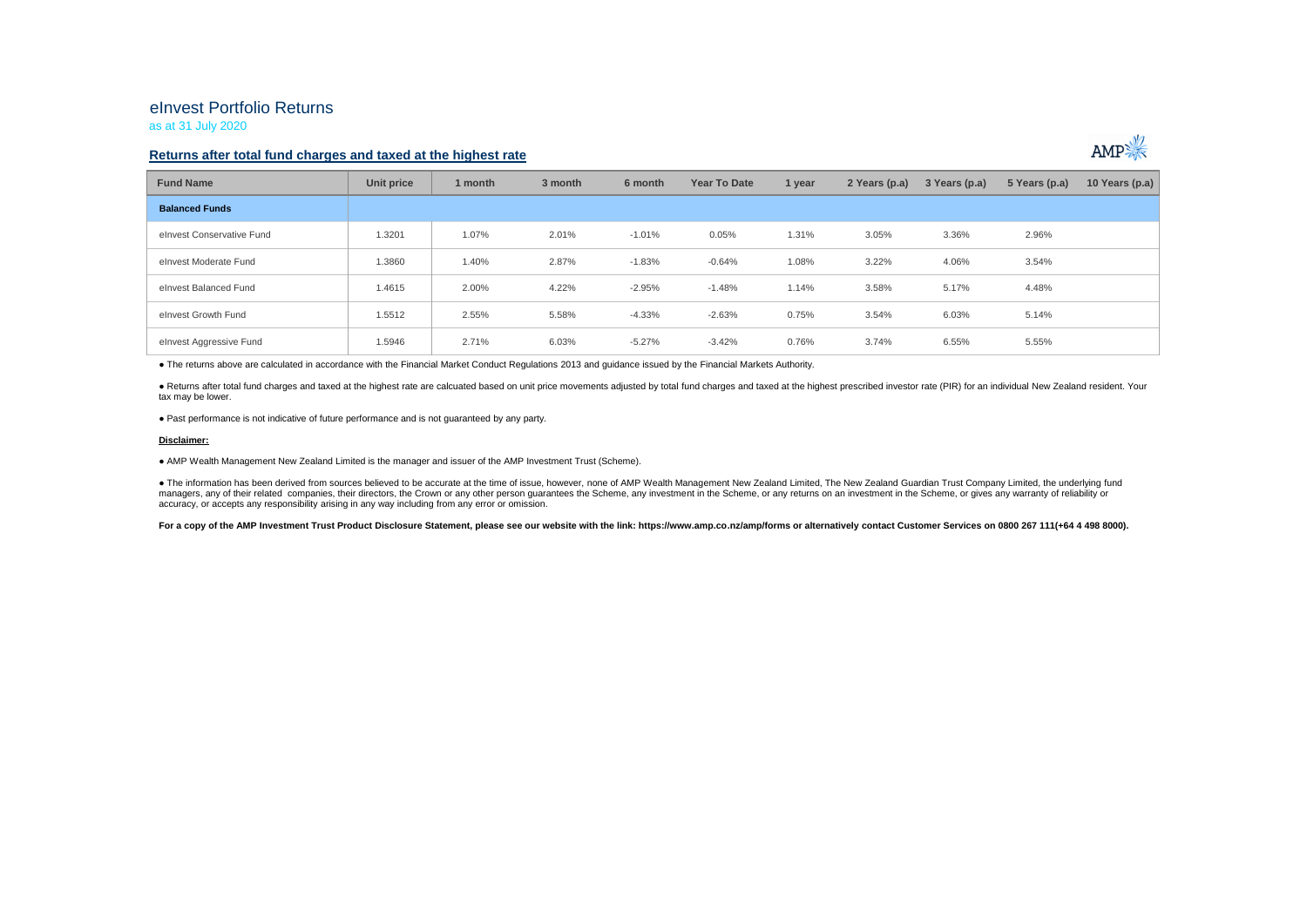# eInvest Portfolio Returns

as at 31 July 2020

## Returns after total fund charges and taxed at the highest rate

| Fund Name | Unit price | 1 month | 3 month | 6 month | Year To Date | 1 year | 2 Years (p.a) | 3 Years (p.a) | 5 Years (p.a) | 10 Years (p.a) |
|---|---|---|---|---|---|---|---|---|---|---|
| **Balanced Funds** | | | | | | | | | | |
| eInvest Conservative Fund | 1.3201 | 1.07% | 2.01% | -1.01% | 0.05% | 1.31% | 3.05% | 3.36% | 2.96% | |
| eInvest Moderate Fund | 1.3860 | 1.40% | 2.87% | -1.83% | -0.64% | 1.08% | 3.22% | 4.06% | 3.54% | |
| eInvest Balanced Fund | 1.4615 | 2.00% | 4.22% | -2.95% | -1.48% | 1.14% | 3.58% | 5.17% | 4.48% | |
| eInvest Growth Fund | 1.5512 | 2.55% | 5.58% | -4.33% | -2.63% | 0.75% | 3.54% | 6.03% | 5.14% | |
| eInvest Aggressive Fund | 1.5946 | 2.71% | 6.03% | -5.27% | -3.42% | 0.76% | 3.74% | 6.55% | 5.55% | |

● The returns above are calculated in accordance with the Financial Market Conduct Regulations 2013 and guidance issued by the Financial Markets Authority.

● Returns after total fund charges and taxed at the highest rate are calcuated based on unit price movements adjusted by total fund charges and taxed at the highest prescribed investor rate (PIR) for an individual New Zealand resident. Your tax may be lower.

● Past performance is not indicative of future performance and is not guaranteed by any party.

**Disclaimer:**

● AMP Wealth Management New Zealand Limited is the manager and issuer of the AMP Investment Trust (Scheme).

● The information has been derived from sources believed to be accurate at the time of issue, however, none of AMP Wealth Management New Zealand Limited, The New Zealand Guardian Trust Company Limited, the underlying fund managers, any of their related companies, their directors, the Crown or any other person guarantees the Scheme, any investment in the Scheme, or any returns on an investment in the Scheme, or gives any warranty of reliability or accuracy, or accepts any responsibility arising in any way including from any error or omission.

**For a copy of the AMP Investment Trust Product Disclosure Statement, please see our website with the link: https://www.amp.co.nz/amp/forms or alternatively contact Customer Services on 0800 267 111(+64 4 498 8000).**